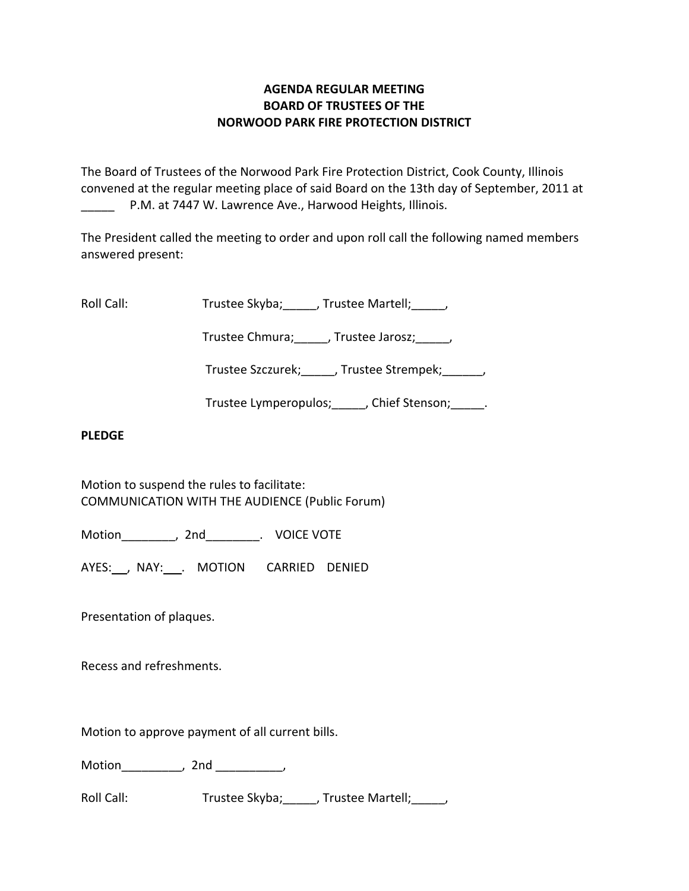**AGENDA REGULAR MEETING**
**BOARD OF TRUSTEES OF THE**
**NORWOOD PARK FIRE PROTECTION DISTRICT**

The Board of Trustees of the Norwood Park Fire Protection District, Cook County, Illinois convened at the regular meeting place of said Board on the 13th day of September, 2011 at _____ P.M. at 7447 W. Lawrence Ave., Harwood Heights, Illinois.

The President called the meeting to order and upon roll call the following named members answered present:

Roll Call: Trustee Skyba;_____, Trustee Martell;_____,

Trustee Chmura;_____, Trustee Jarosz;_____,

Trustee Szczurek;_____, Trustee Strempek;______,

Trustee Lymperopulos;_____, Chief Stenson;_____.

**PLEDGE**

Motion to suspend the rules to facilitate:
COMMUNICATION WITH THE AUDIENCE (Public Forum)

Motion________, 2nd________. VOICE VOTE

AYES:___, NAY:___. MOTION CARRIED DENIED

Presentation of plaques.

Recess and refreshments.

Motion to approve payment of all current bills.

Motion_________, 2nd __________,

Roll Call: Trustee Skyba;_____, Trustee Martell;_____,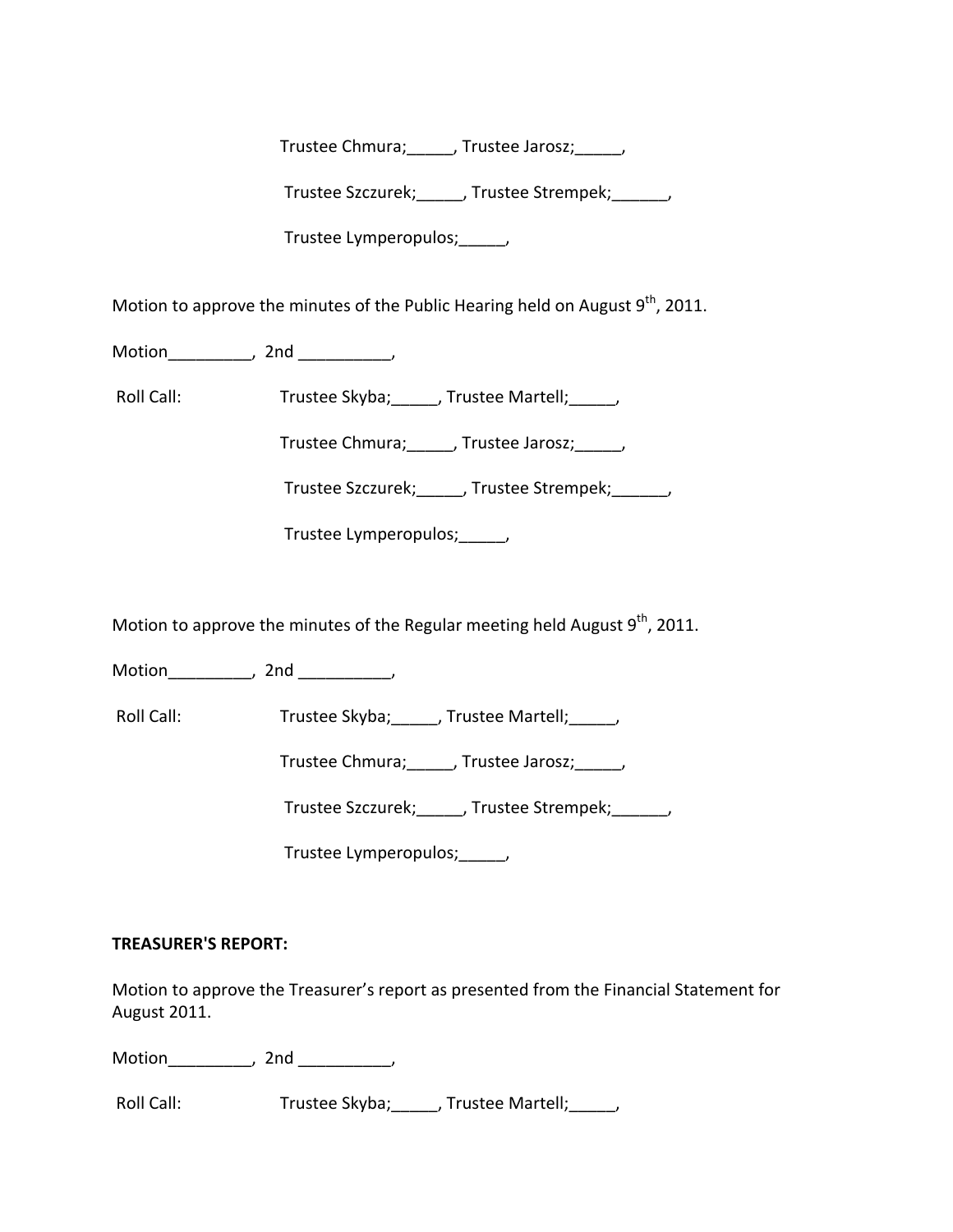Trustee Chmura;_____, Trustee Jarosz;_____,

Trustee Szczurek;_____, Trustee Strempek;______,

Trustee Lymperopulos;_____,

Motion to approve the minutes of the Public Hearing held on August 9th, 2011.

Motion_________, 2nd __________,

Roll Call: Trustee Skyba;_____, Trustee Martell;_____,

Trustee Chmura;_____, Trustee Jarosz;_____,

Trustee Szczurek;_____, Trustee Strempek;______,

Trustee Lymperopulos;_____,

Motion to approve the minutes of the Regular meeting held August 9th, 2011.

Motion_________, 2nd __________,

Roll Call: Trustee Skyba;_____, Trustee Martell;_____,

Trustee Chmura;_____, Trustee Jarosz;_____,

Trustee Szczurek;_____, Trustee Strempek;______,

Trustee Lymperopulos;_____,

**TREASURER'S REPORT:**

Motion to approve the Treasurer's report as presented from the Financial Statement for August 2011.

Motion_________, 2nd __________,

Roll Call: Trustee Skyba;_____, Trustee Martell;_____,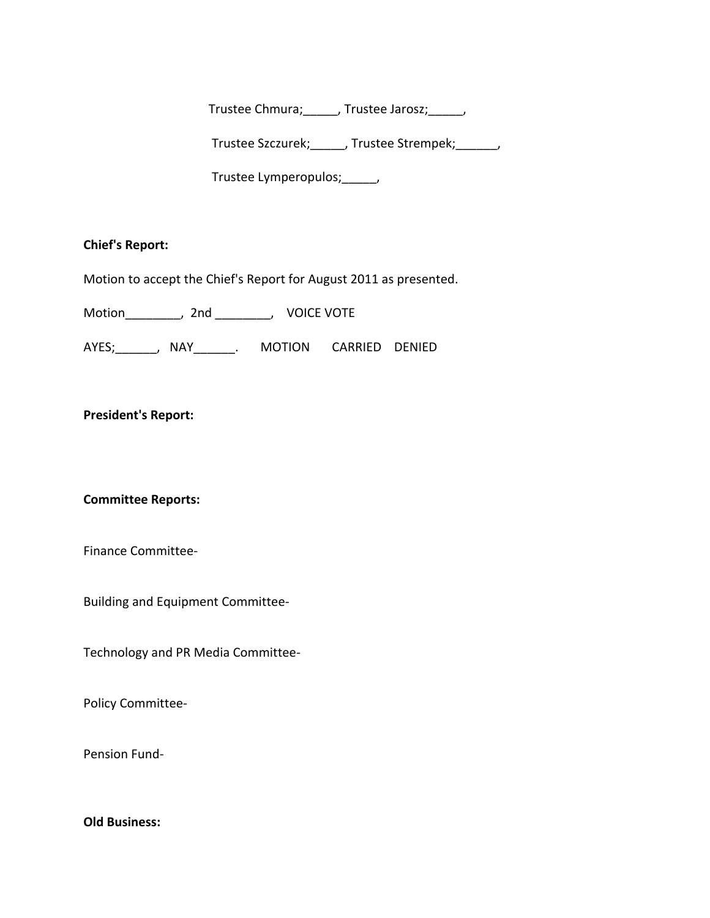Trustee Chmura;_____, Trustee Jarosz;_____,

Trustee Szczurek;_____, Trustee Strempek;______,

Trustee Lymperopulos;_____,

**Chief's Report:**

Motion to accept the Chief's Report for August 2011 as presented.

Motion________, 2nd ________, VOICE VOTE

AYES;______, NAY______. MOTION CARRIED DENIED

**President's Report:**

**Committee Reports:**

Finance Committee-

Building and Equipment Committee-

Technology and PR Media Committee-

Policy Committee-

Pension Fund-

**Old Business:**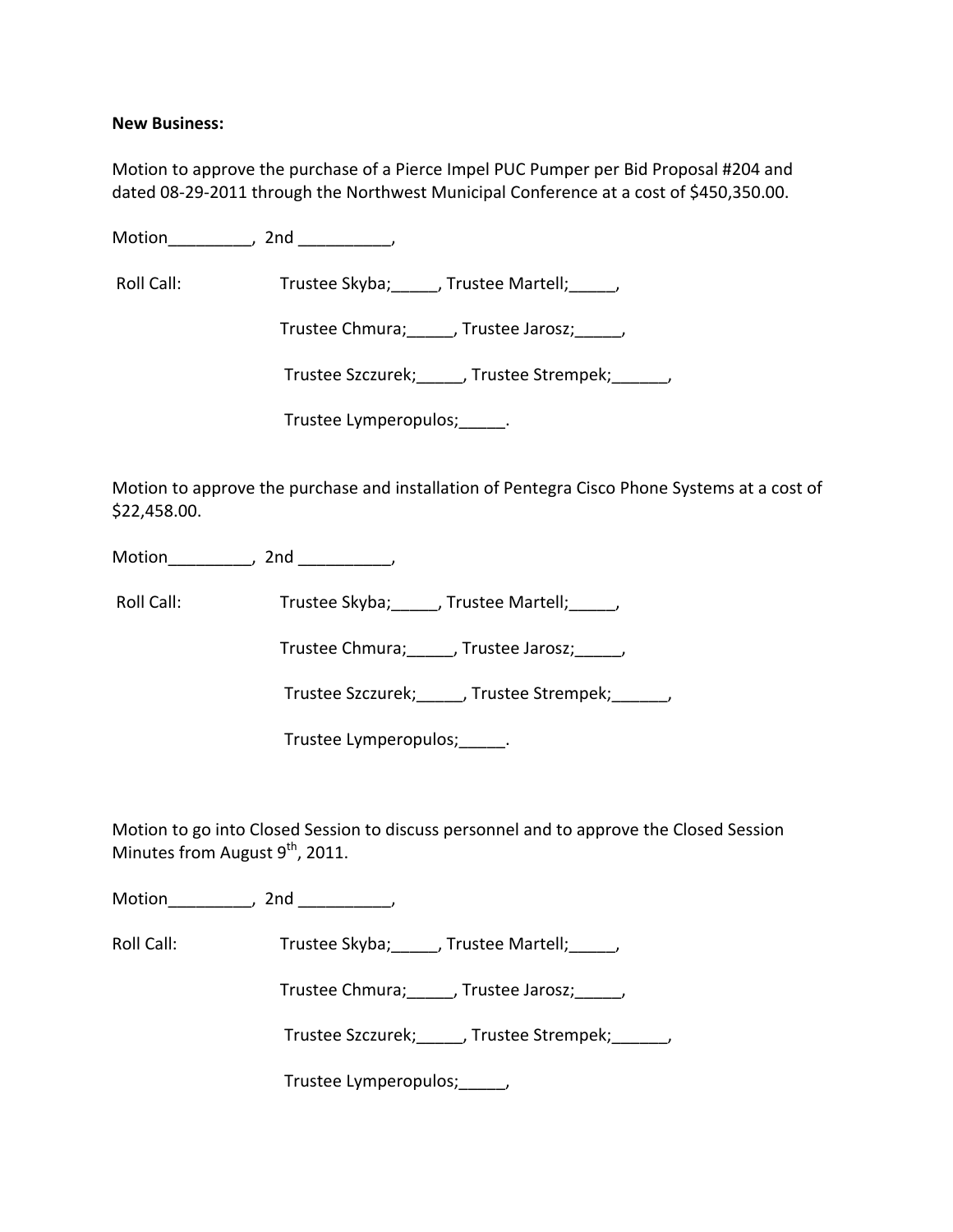**New Business:**

Motion to approve the purchase of a Pierce Impel PUC Pumper per Bid Proposal #204 and dated 08-29-2011 through the Northwest Municipal Conference at a cost of $450,350.00.

Motion_________, 2nd __________,

Roll Call: Trustee Skyba;_____, Trustee Martell;_____,

Trustee Chmura;_____, Trustee Jarosz;_____,

Trustee Szczurek;_____, Trustee Strempek;______,

Trustee Lymperopulos;_____.

Motion to approve the purchase and installation of Pentegra Cisco Phone Systems at a cost of $22,458.00.

Motion_________, 2nd __________,

Roll Call: Trustee Skyba;_____, Trustee Martell;_____,

Trustee Chmura;_____, Trustee Jarosz;_____,

Trustee Szczurek;_____, Trustee Strempek;______,

Trustee Lymperopulos;_____.

Motion to go into Closed Session to discuss personnel and to approve the Closed Session Minutes from August 9th, 2011.

Motion_________, 2nd __________,

Roll Call: Trustee Skyba;_____, Trustee Martell;_____,

Trustee Chmura;_____, Trustee Jarosz;_____,

Trustee Szczurek;_____, Trustee Strempek;______,

Trustee Lymperopulos;_____,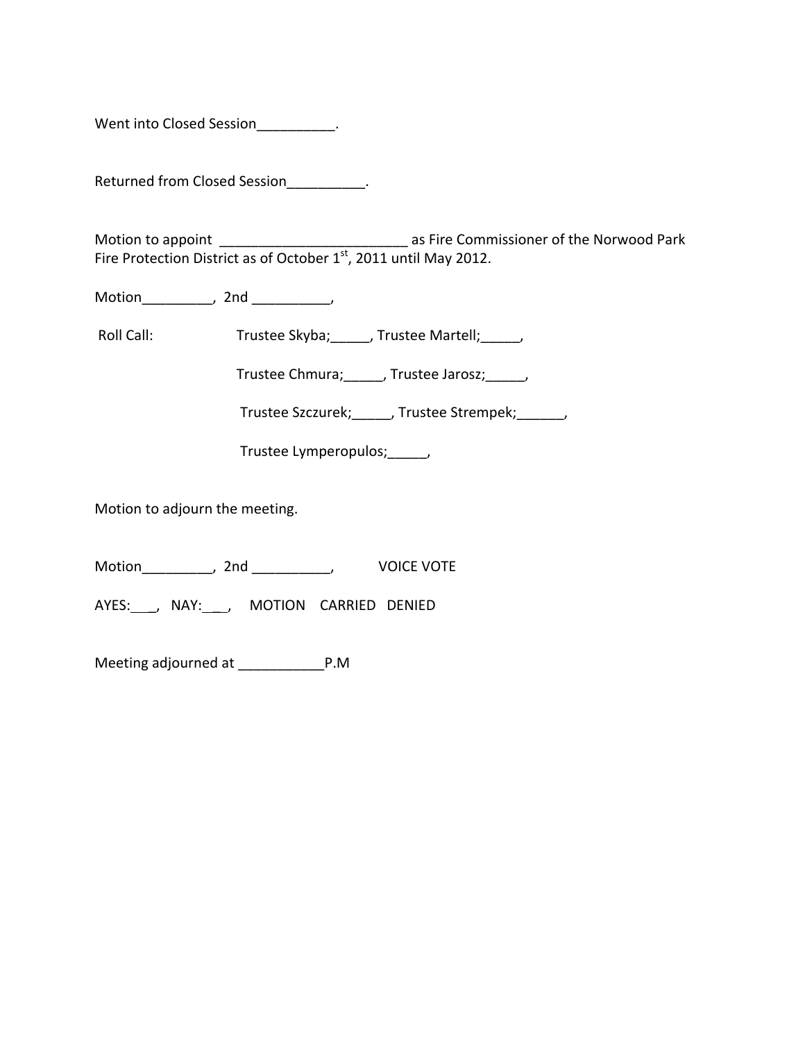Went into Closed Session__________.

Returned from Closed Session__________.

Motion to appoint _________________________ as Fire Commissioner of the Norwood Park Fire Protection District as of October 1st, 2011 until May 2012.

Motion_________, 2nd __________,

Roll Call: Trustee Skyba;_____, Trustee Martell;_____,

Trustee Chmura;_____, Trustee Jarosz;_____,

Trustee Szczurek;_____, Trustee Strempek;______,

Trustee Lymperopulos;_____,

Motion to adjourn the meeting.

Motion_________, 2nd __________, VOICE VOTE

AYES:___, NAY:___, MOTION CARRIED DENIED

Meeting adjourned at ___________P.M